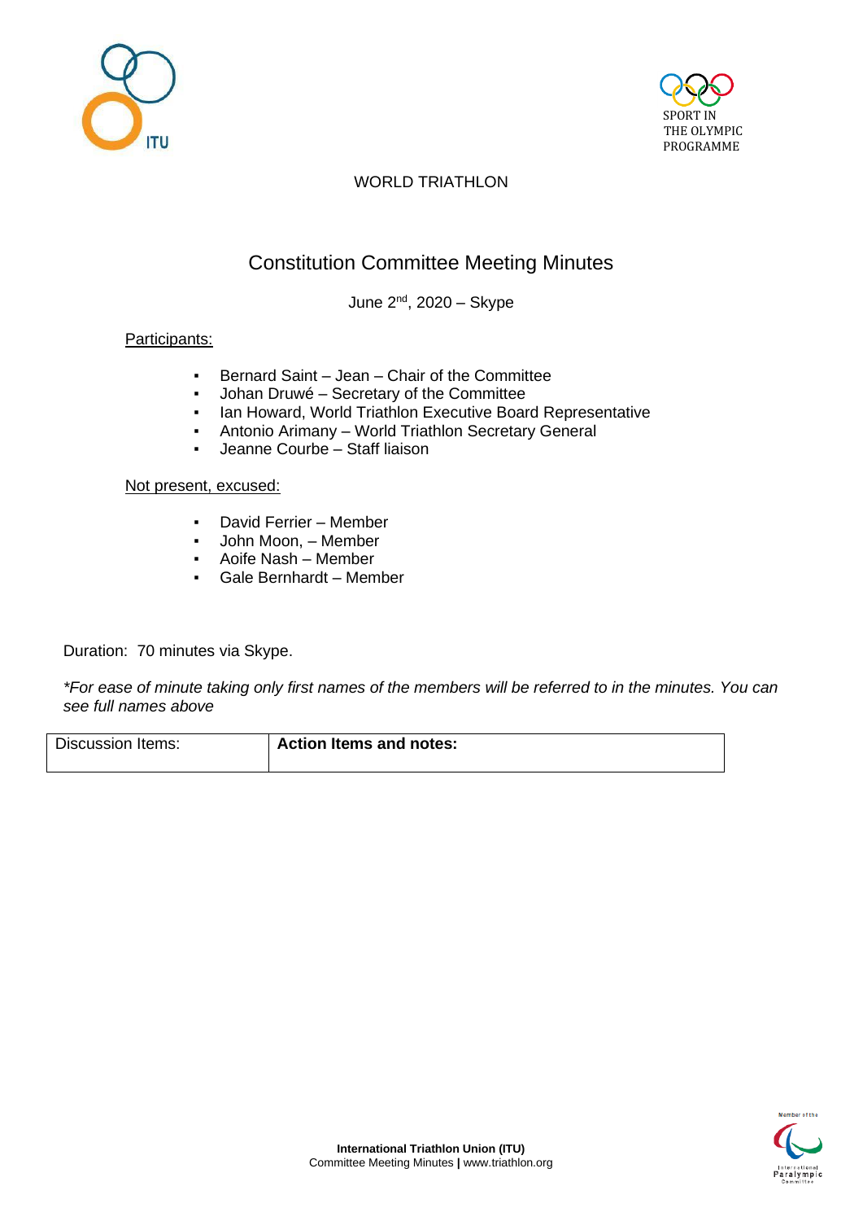WORLD TRIATHLON

# Constitution Committee Meeting Minutes

June 2nd, 2020 – Skype

Participants:

- Bernard Saint – Jean – Chair of the Committee
- Johan Druwé – Secretary of the Committee
- Ian Howard, World Triathlon Executive Board Representative
- Antonio Arimany – World Triathlon Secretary General
- Jeanne Courbe – Staff liaison

Not present, excused:

- David Ferrier – Member
- John Moon, – Member
- Aoife Nash – Member
- Gale Bernhardt – Member

Duration: 70 minutes via Skype.

*\*For ease of minute taking only first names of the members will be referred to in the minutes. You can see full names above*

| Discussion Items: | **Action Items and notes:** |
| --- | --- |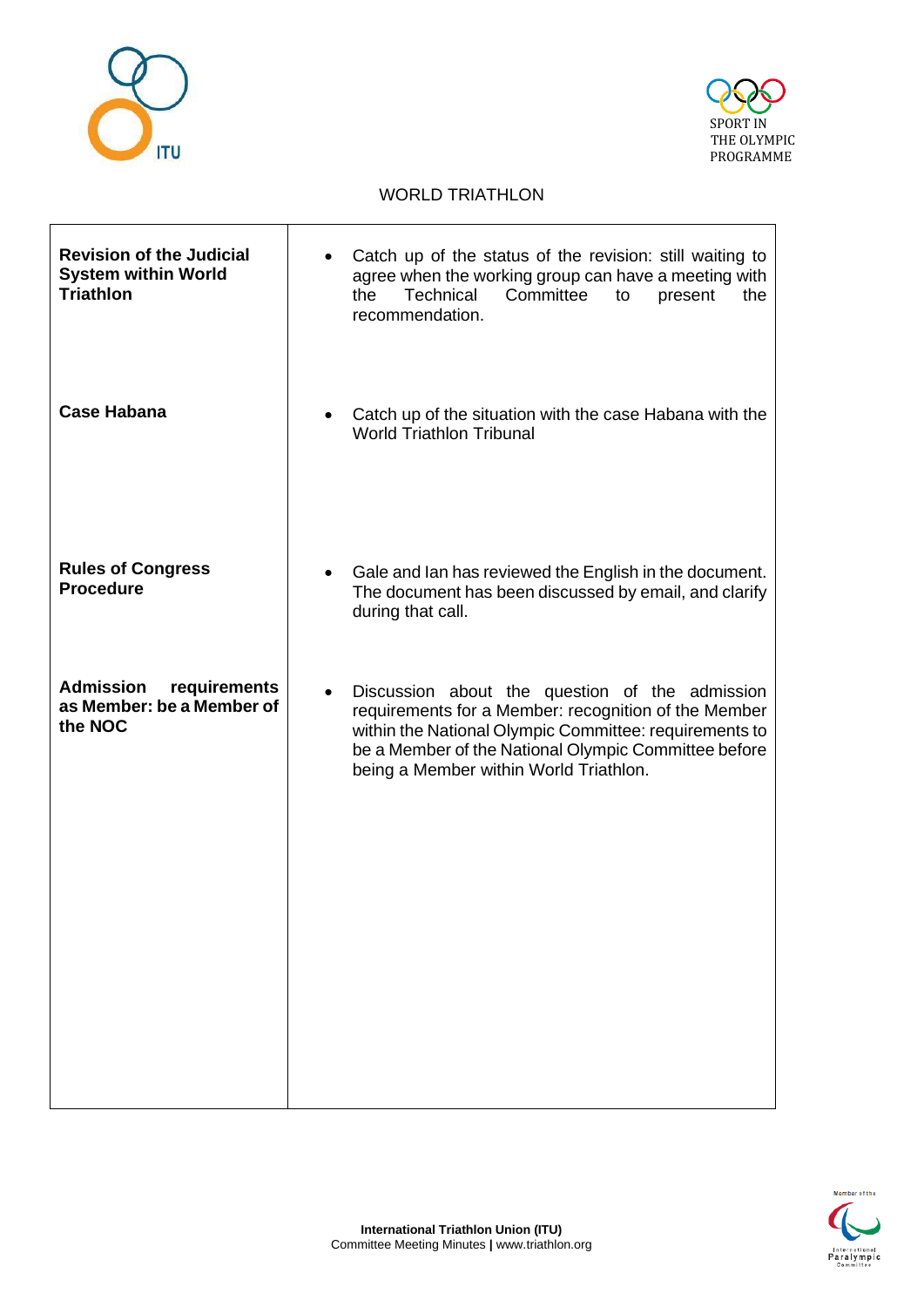WORLD TRIATHLON

| | |
|---|---|
| **Revision of the Judicial System within World Triathlon** | • Catch up of the status of the revision: still waiting to agree when the working group can have a meeting with the Technical Committee to present the recommendation. |
| **Case Habana** | • Catch up of the situation with the case Habana with the World Triathlon Tribunal |
| **Rules of Congress Procedure** | • Gale and Ian has reviewed the English in the document. The document has been discussed by email, and clarify during that call. |
| **Admission requirements as Member: be a Member of the NOC** | • Discussion about the question of the admission requirements for a Member: recognition of the Member within the National Olympic Committee: requirements to be a Member of the National Olympic Committee before being a Member within World Triathlon. |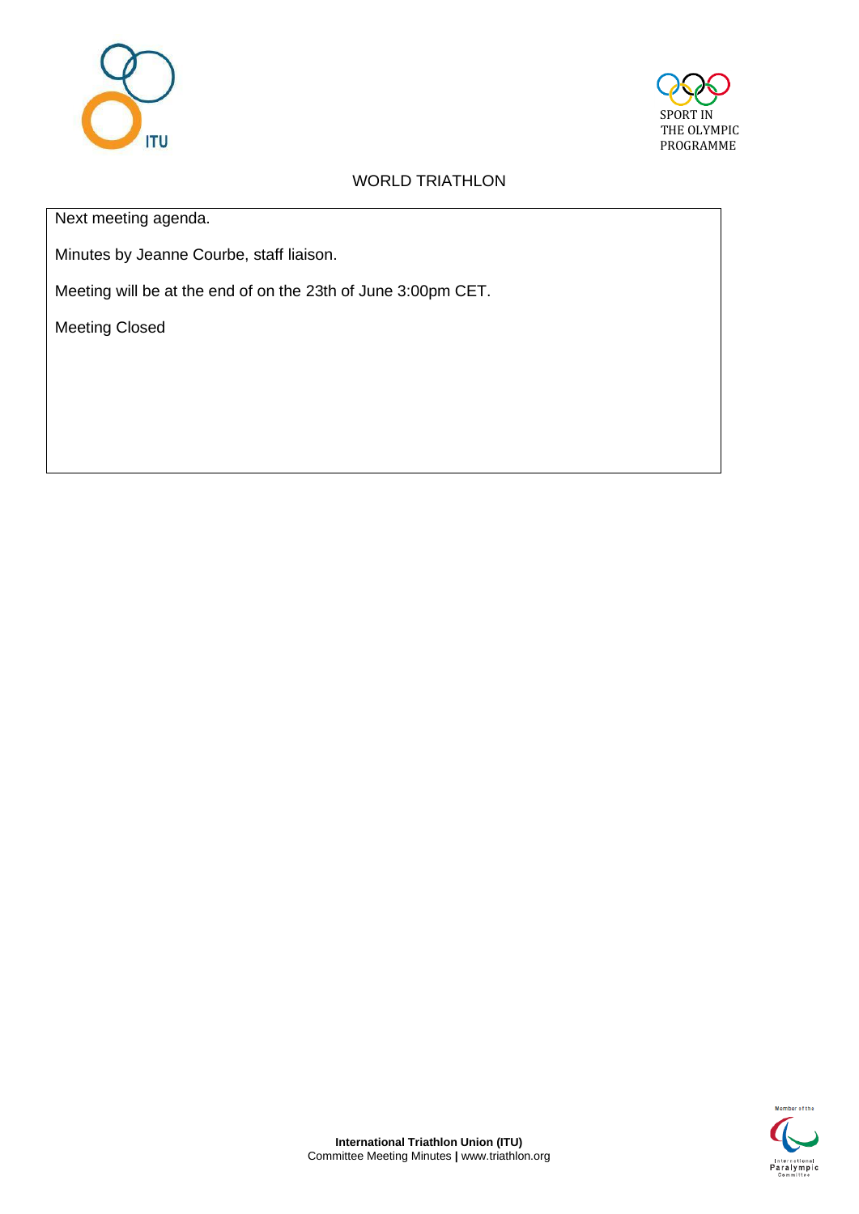Next meeting agenda.

Minutes by Jeanne Courbe, staff liaison.

Meeting will be at the end of on the 23th of June 3:00pm CET.

Meeting Closed